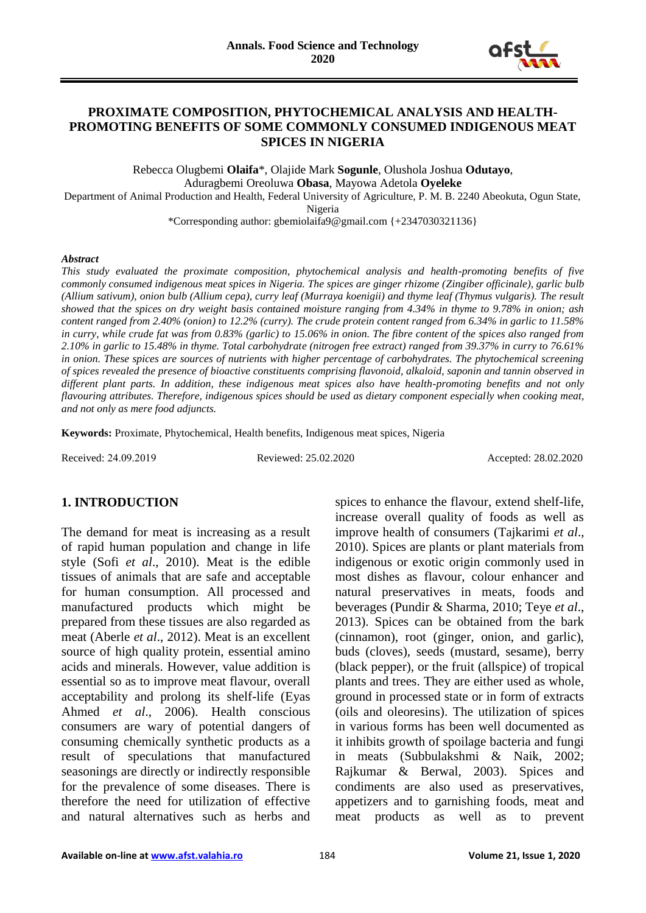# PROXIMATE COMPOSITION, PHYTOCHEMICAL ANALYSIS AND HEALTH-PROMOTING BENEFITS OF SOME COMMONLY CONSUMED INDIGENOUS MEAT SPICES IN NIGERIA

Rebecca Olugbemi **Olaifa***, Olajide Mark **Sogunle**, Olushola Joshua **Odutayo**, Aduragbemi Oreoluwa **Obasa**, Mayowa Adetola **Oyeleke**

Department of Animal Production and Health, Federal University of Agriculture, P. M. B. 2240 Abeokuta, Ogun State, Nigeria

*Corresponding author: gbemiolaifa9@gmail.com {+2347030321136}

### *Abstract*

*This study evaluated the proximate composition, phytochemical analysis and health-promoting benefits of five commonly consumed indigenous meat spices in Nigeria. The spices are ginger rhizome (Zingiber officinale), garlic bulb (Allium sativum), onion bulb (Allium cepa), curry leaf (Murraya koenigii) and thyme leaf (Thymus vulgaris). The result showed that the spices on dry weight basis contained moisture ranging from 4.34% in thyme to 9.78% in onion; ash content ranged from 2.40% (onion) to 12.2% (curry). The crude protein content ranged from 6.34% in garlic to 11.58% in curry, while crude fat was from 0.83% (garlic) to 15.06% in onion. The fibre content of the spices also ranged from 2.10% in garlic to 15.48% in thyme. Total carbohydrate (nitrogen free extract) ranged from 39.37% in curry to 76.61% in onion. These spices are sources of nutrients with higher percentage of carbohydrates. The phytochemical screening of spices revealed the presence of bioactive constituents comprising flavonoid, alkaloid, saponin and tannin observed in different plant parts. In addition, these indigenous meat spices also have health-promoting benefits and not only flavouring attributes. Therefore, indigenous spices should be used as dietary component especially when cooking meat, and not only as mere food adjuncts.*

**Keywords:** Proximate, Phytochemical, Health benefits, Indigenous meat spices, Nigeria

Received: 24.09.2019 Reviewed: 25.02.2020 Accepted: 28.02.2020

## 1. INTRODUCTION

The demand for meat is increasing as a result of rapid human population and change in life style (Sofi *et al*., 2010). Meat is the edible tissues of animals that are safe and acceptable for human consumption. All processed and manufactured products which might be prepared from these tissues are also regarded as meat (Aberle *et al*., 2012). Meat is an excellent source of high quality protein, essential amino acids and minerals. However, value addition is essential so as to improve meat flavour, overall acceptability and prolong its shelf-life (Eyas Ahmed *et al*., 2006). Health conscious consumers are wary of potential dangers of consuming chemically synthetic products as a result of speculations that manufactured seasonings are directly or indirectly responsible for the prevalence of some diseases. There is therefore the need for utilization of effective and natural alternatives such as herbs and spices to enhance the flavour, extend shelf-life, increase overall quality of foods as well as improve health of consumers (Tajkarimi *et al*., 2010). Spices are plants or plant materials from indigenous or exotic origin commonly used in most dishes as flavour, colour enhancer and natural preservatives in meats, foods and beverages (Pundir & Sharma, 2010; Teye *et al*., 2013). Spices can be obtained from the bark (cinnamon), root (ginger, onion, and garlic), buds (cloves), seeds (mustard, sesame), berry (black pepper), or the fruit (allspice) of tropical plants and trees. They are either used as whole, ground in processed state or in form of extracts (oils and oleoresins). The utilization of spices in various forms has been well documented as it inhibits growth of spoilage bacteria and fungi in meats (Subbulakshmi & Naik, 2002; Rajkumar & Berwal, 2003). Spices and condiments are also used as preservatives, appetizers and to garnishing foods, meat and meat products as well as to prevent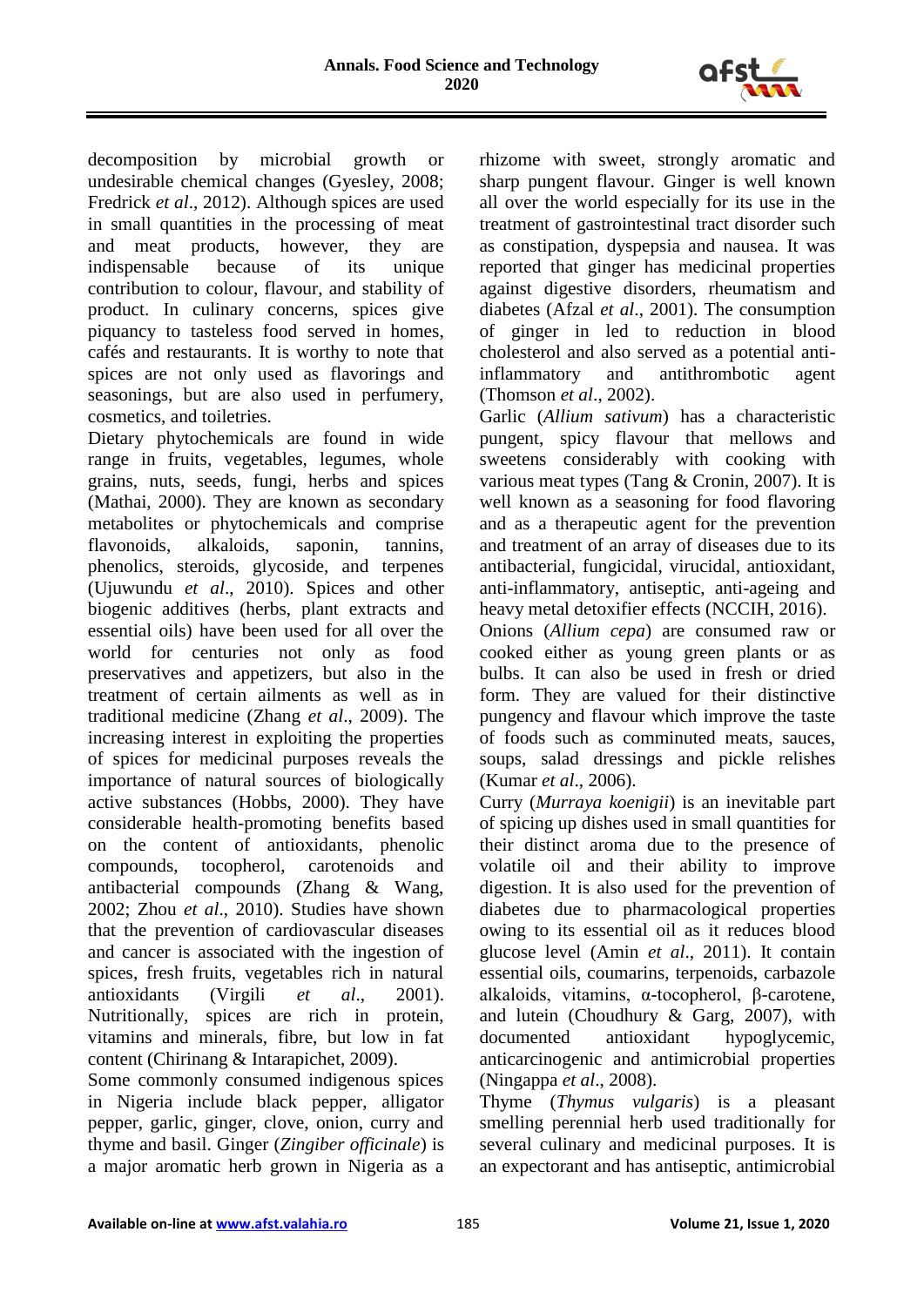decomposition by microbial growth or undesirable chemical changes (Gyesley, 2008; Fredrick *et al*., 2012). Although spices are used in small quantities in the processing of meat and meat products, however, they are indispensable because of its unique contribution to colour, flavour, and stability of product. In culinary concerns, spices give piquancy to tasteless food served in homes, cafés and restaurants. It is worthy to note that spices are not only used as flavorings and seasonings, but are also used in perfumery, cosmetics, and toiletries.

Dietary phytochemicals are found in wide range in fruits, vegetables, legumes, whole grains, nuts, seeds, fungi, herbs and spices (Mathai, 2000). They are known as secondary metabolites or phytochemicals and comprise flavonoids, alkaloids, saponin, tannins, phenolics, steroids, glycoside, and terpenes (Ujuwundu *et al*., 2010). Spices and other biogenic additives (herbs, plant extracts and essential oils) have been used for all over the world for centuries not only as food preservatives and appetizers, but also in the treatment of certain ailments as well as in traditional medicine (Zhang *et al*., 2009). The increasing interest in exploiting the properties of spices for medicinal purposes reveals the importance of natural sources of biologically active substances (Hobbs, 2000). They have considerable health-promoting benefits based on the content of antioxidants, phenolic compounds, tocopherol, carotenoids and antibacterial compounds (Zhang & Wang, 2002; Zhou *et al*., 2010). Studies have shown that the prevention of cardiovascular diseases and cancer is associated with the ingestion of spices, fresh fruits, vegetables rich in natural antioxidants (Virgili *et al*., 2001). Nutritionally, spices are rich in protein, vitamins and minerals, fibre, but low in fat content (Chirinang & Intarapichet, 2009).

Some commonly consumed indigenous spices in Nigeria include black pepper, alligator pepper, garlic, ginger, clove, onion, curry and thyme and basil. Ginger (*Zingiber officinale*) is a major aromatic herb grown in Nigeria as a rhizome with sweet, strongly aromatic and sharp pungent flavour. Ginger is well known all over the world especially for its use in the treatment of gastrointestinal tract disorder such as constipation, dyspepsia and nausea. It was reported that ginger has medicinal properties against digestive disorders, rheumatism and diabetes (Afzal *et al*., 2001). The consumption of ginger in led to reduction in blood cholesterol and also served as a potential anti-inflammatory and antithrombotic agent (Thomson *et al*., 2002).

Garlic (*Allium sativum*) has a characteristic pungent, spicy flavour that mellows and sweetens considerably with cooking with various meat types (Tang & Cronin, 2007). It is well known as a seasoning for food flavoring and as a therapeutic agent for the prevention and treatment of an array of diseases due to its antibacterial, fungicidal, virucidal, antioxidant, anti-inflammatory, antiseptic, anti-ageing and heavy metal detoxifier effects (NCCIH, 2016).

Onions (*Allium cepa*) are consumed raw or cooked either as young green plants or as bulbs. It can also be used in fresh or dried form. They are valued for their distinctive pungency and flavour which improve the taste of foods such as comminuted meats, sauces, soups, salad dressings and pickle relishes (Kumar *et al*., 2006).

Curry (*Murraya koenigii*) is an inevitable part of spicing up dishes used in small quantities for their distinct aroma due to the presence of volatile oil and their ability to improve digestion. It is also used for the prevention of diabetes due to pharmacological properties owing to its essential oil as it reduces blood glucose level (Amin *et al*., 2011). It contain essential oils, coumarins, terpenoids, carbazole alkaloids, vitamins, α-tocopherol, β-carotene, and lutein (Choudhury & Garg, 2007), with documented antioxidant hypoglycemic, anticarcinogenic and antimicrobial properties (Ningappa *et al*., 2008).

Thyme (*Thymus vulgaris*) is a pleasant smelling perennial herb used traditionally for several culinary and medicinal purposes. It is an expectorant and has antiseptic, antimicrobial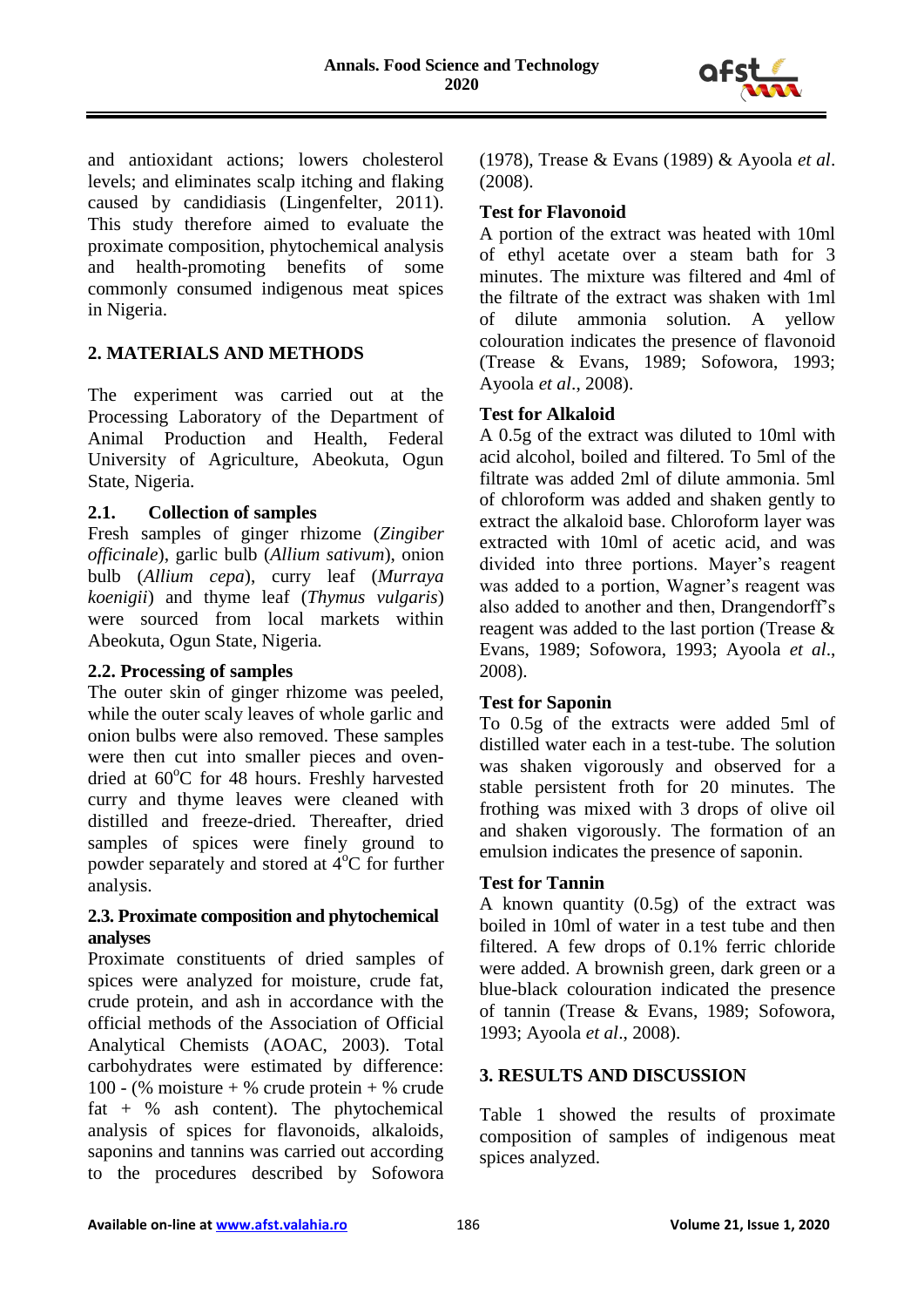and antioxidant actions; lowers cholesterol levels; and eliminates scalp itching and flaking caused by candidiasis (Lingenfelter, 2011). This study therefore aimed to evaluate the proximate composition, phytochemical analysis and health-promoting benefits of some commonly consumed indigenous meat spices in Nigeria.

## 2. MATERIALS AND METHODS

The experiment was carried out at the Processing Laboratory of the Department of Animal Production and Health, Federal University of Agriculture, Abeokuta, Ogun State, Nigeria.

### 2.1. Collection of samples

Fresh samples of ginger rhizome (*Zingiber officinale*), garlic bulb (*Allium sativum*), onion bulb (*Allium cepa*), curry leaf (*Murraya koenigii*) and thyme leaf (*Thymus vulgaris*) were sourced from local markets within Abeokuta, Ogun State, Nigeria.

### 2.2. Processing of samples

The outer skin of ginger rhizome was peeled, while the outer scaly leaves of whole garlic and onion bulbs were also removed. These samples were then cut into smaller pieces and oven-dried at 60$^{o}$C for 48 hours. Freshly harvested curry and thyme leaves were cleaned with distilled and freeze-dried. Thereafter, dried samples of spices were finely ground to powder separately and stored at 4$^{o}$C for further analysis.

### 2.3. Proximate composition and phytochemical analyses

Proximate constituents of dried samples of spices were analyzed for moisture, crude fat, crude protein, and ash in accordance with the official methods of the Association of Official Analytical Chemists (AOAC, 2003). Total carbohydrates were estimated by difference: 100 - (% moisture + % crude protein + % crude fat + % ash content). The phytochemical analysis of spices for flavonoids, alkaloids, saponins and tannins was carried out according to the procedures described by Sofowora (1978), Trease & Evans (1989) & Ayoola *et al*. (2008).

**Test for Flavonoid**

A portion of the extract was heated with 10ml of ethyl acetate over a steam bath for 3 minutes. The mixture was filtered and 4ml of the filtrate of the extract was shaken with 1ml of dilute ammonia solution. A yellow colouration indicates the presence of flavonoid (Trease & Evans, 1989; Sofowora, 1993; Ayoola *et al*., 2008).

**Test for Alkaloid**

A 0.5g of the extract was diluted to 10ml with acid alcohol, boiled and filtered. To 5ml of the filtrate was added 2ml of dilute ammonia. 5ml of chloroform was added and shaken gently to extract the alkaloid base. Chloroform layer was extracted with 10ml of acetic acid, and was divided into three portions. Mayer's reagent was added to a portion, Wagner's reagent was also added to another and then, Drangendorff's reagent was added to the last portion (Trease & Evans, 1989; Sofowora, 1993; Ayoola *et al*., 2008).

**Test for Saponin**

To 0.5g of the extracts were added 5ml of distilled water each in a test-tube. The solution was shaken vigorously and observed for a stable persistent froth for 20 minutes. The frothing was mixed with 3 drops of olive oil and shaken vigorously. The formation of an emulsion indicates the presence of saponin.

**Test for Tannin**

A known quantity (0.5g) of the extract was boiled in 10ml of water in a test tube and then filtered. A few drops of 0.1% ferric chloride were added. A brownish green, dark green or a blue-black colouration indicated the presence of tannin (Trease & Evans, 1989; Sofowora, 1993; Ayoola *et al*., 2008).

## 3. RESULTS AND DISCUSSION

Table 1 showed the results of proximate composition of samples of indigenous meat spices analyzed.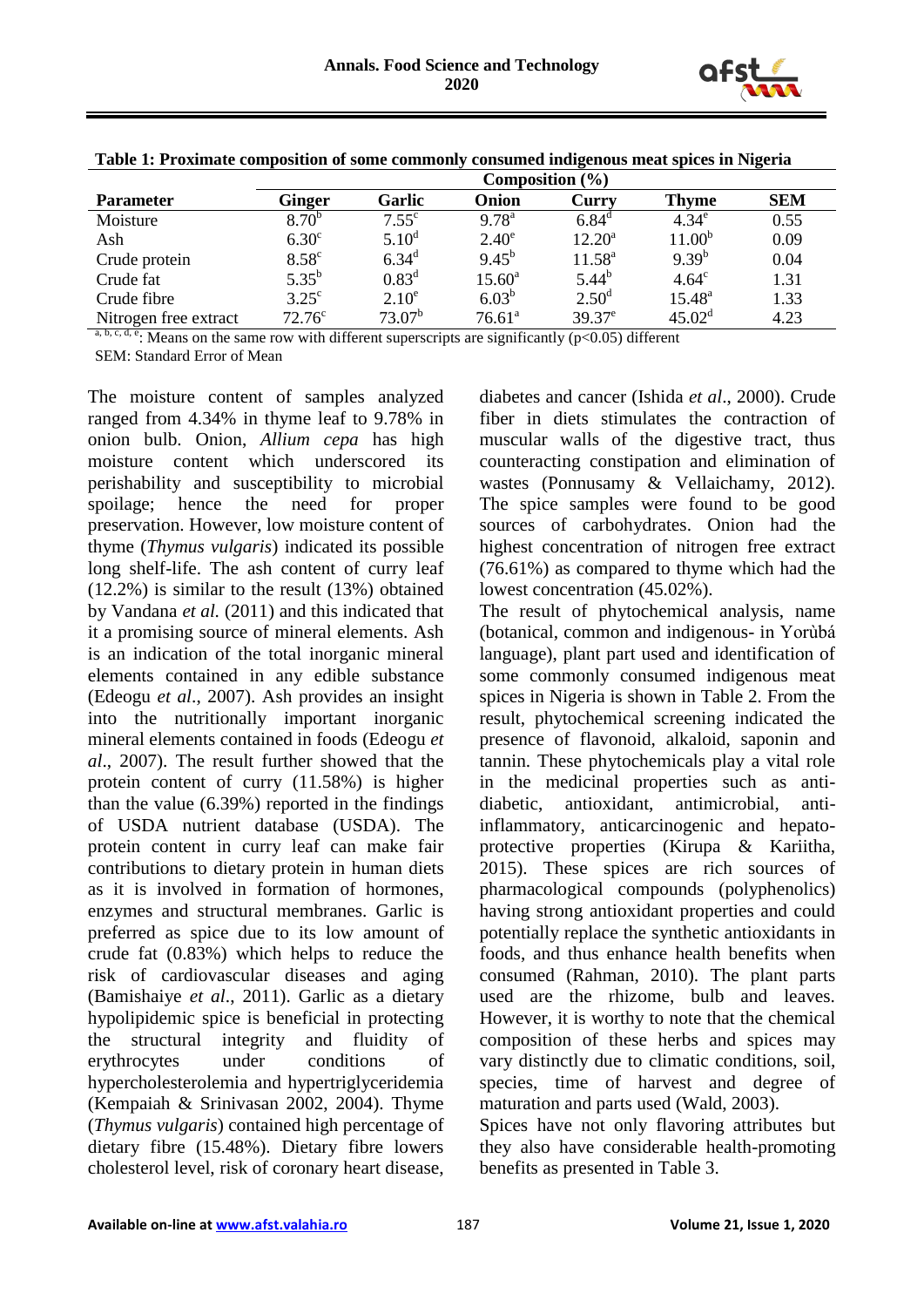**Table 1: Proximate composition of some commonly consumed indigenous meat spices in Nigeria**

| | Composition (%) | | | | | |
|---|---|---|---|---|---|---|
| **Parameter** | **Ginger** | **Garlic** | **Onion** | **Curry** | **Thyme** | **SEM** |
| Moisture | $8.70^{b}$ | $7.55^{c}$ | $9.78^{a}$ | $6.84^{d}$ | $4.34^{e}$ | 0.55 |
| Ash | $6.30^{c}$ | $5.10^{d}$ | $2.40^{e}$ | $12.20^{a}$ | $11.00^{b}$ | 0.09 |
| Crude protein | $8.58^{c}$ | $6.34^{d}$ | $9.45^{b}$ | $11.58^{a}$ | $9.39^{b}$ | 0.04 |
| Crude fat | $5.35^{b}$ | $0.83^{d}$ | $15.60^{a}$ | $5.44^{b}$ | $4.64^{c}$ | 1.31 |
| Crude fibre | $3.25^{c}$ | $2.10^{e}$ | $6.03^{b}$ | $2.50^{d}$ | $15.48^{a}$ | 1.33 |
| Nitrogen free extract | $72.76^{c}$ | $73.07^{b}$ | $76.61^{a}$ | $39.37^{e}$ | $45.02^{d}$ | 4.23 |

$^{a, b, c, d, e}$: Means on the same row with different superscripts are significantly ($p<0.05$) different

SEM: Standard Error of Mean

The moisture content of samples analyzed ranged from 4.34% in thyme leaf to 9.78% in onion bulb. Onion, *Allium cepa* has high moisture content which underscored its perishability and susceptibility to microbial spoilage; hence the need for proper preservation. However, low moisture content of thyme (*Thymus vulgaris*) indicated its possible long shelf-life. The ash content of curry leaf (12.2%) is similar to the result (13%) obtained by Vandana *et al.* (2011) and this indicated that it a promising source of mineral elements. Ash is an indication of the total inorganic mineral elements contained in any edible substance (Edeogu *et al*., 2007). Ash provides an insight into the nutritionally important inorganic mineral elements contained in foods (Edeogu *et al*., 2007). The result further showed that the protein content of curry (11.58%) is higher than the value (6.39%) reported in the findings of USDA nutrient database (USDA). The protein content in curry leaf can make fair contributions to dietary protein in human diets as it is involved in formation of hormones, enzymes and structural membranes. Garlic is preferred as spice due to its low amount of crude fat (0.83%) which helps to reduce the risk of cardiovascular diseases and aging (Bamishaiye *et al*., 2011). Garlic as a dietary hypolipidemic spice is beneficial in protecting the structural integrity and fluidity of erythrocytes under conditions of hypercholesterolemia and hypertriglyceridemia (Kempaiah & Srinivasan 2002, 2004). Thyme (*Thymus vulgaris*) contained high percentage of dietary fibre (15.48%). Dietary fibre lowers cholesterol level, risk of coronary heart disease, diabetes and cancer (Ishida *et al*., 2000). Crude fiber in diets stimulates the contraction of muscular walls of the digestive tract, thus counteracting constipation and elimination of wastes (Ponnusamy & Vellaichamy, 2012). The spice samples were found to be good sources of carbohydrates. Onion had the highest concentration of nitrogen free extract (76.61%) as compared to thyme which had the lowest concentration (45.02%).

The result of phytochemical analysis, name (botanical, common and indigenous- in Yorùbá language), plant part used and identification of some commonly consumed indigenous meat spices in Nigeria is shown in Table 2. From the result, phytochemical screening indicated the presence of flavonoid, alkaloid, saponin and tannin. These phytochemicals play a vital role in the medicinal properties such as anti-diabetic, antioxidant, antimicrobial, anti-inflammatory, anticarcinogenic and hepato-protective properties (Kirupa & Kariitha, 2015). These spices are rich sources of pharmacological compounds (polyphenolics) having strong antioxidant properties and could potentially replace the synthetic antioxidants in foods, and thus enhance health benefits when consumed (Rahman, 2010). The plant parts used are the rhizome, bulb and leaves. However, it is worthy to note that the chemical composition of these herbs and spices may vary distinctly due to climatic conditions, soil, species, time of harvest and degree of maturation and parts used (Wald, 2003).

Spices have not only flavoring attributes but they also have considerable health-promoting benefits as presented in Table 3.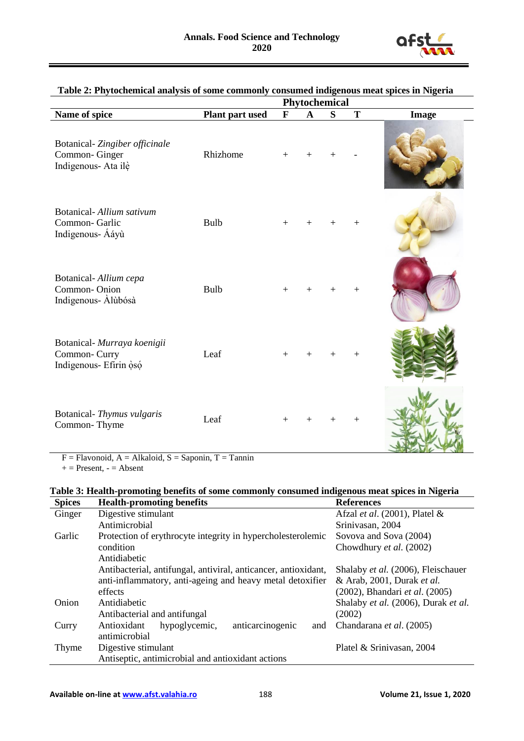**Table 2: Phytochemical analysis of some commonly consumed indigenous meat spices in Nigeria**

| Name of spice | Plant part used | Phytochemical | | | | Image |
|---|---|---|---|---|---|---|
| | | F | A | S | T | |
| Botanical- *Zingiber officinale*<br>Common- Ginger<br>Indigenous- Ata ilẹ̀ | Rhizhome | + | + | + | - | |
| Botanical- *Allium sativum*<br>Common- Garlic<br>Indigenous- Ááyù | Bulb | + | + | + | + | |
| Botanical- *Allium cepa*<br>Common- Onion<br>Indigenous- Àlùbósà | Bulb | + | + | + | + | |
| Botanical- *Murraya koenigii*<br>Common- Curry<br>Indigenous- Efirin ọ̀sọ́ | Leaf | + | + | + | + | |
| Botanical- *Thymus vulgaris*<br>Common- Thyme | Leaf | + | + | + | + | |

F = Flavonoid, A = Alkaloid, S = Saponin, T = Tannin
\+ = Present, - = Absent

**Table 3: Health-promoting benefits of some commonly consumed indigenous meat spices in Nigeria**

| Spices | Health-promoting benefits | References |
|---|---|---|
| Ginger | Digestive stimulant<br>Antimicrobial | Afzal *et al*. (2001), Platel & Srinivasan, 2004 |
| Garlic | Protection of erythrocyte integrity in hypercholesterolemic condition<br>Antidiabetic | Sovova and Sova (2004)<br>Chowdhury *et al*. (2002) |
| | Antibacterial, antifungal, antiviral, anticancer, antioxidant, anti-inflammatory, anti-ageing and heavy metal detoxifier effects | Shalaby *et al.* (2006), Fleischauer & Arab, 2001, Durak *et al.* (2002), Bhandari *et al*. (2005) |
| Onion | Antidiabetic<br>Antibacterial and antifungal | Shalaby *et al.* (2006), Durak *et al.* (2002) |
| Curry | Antioxidant hypoglycemic, anticarcinogenic and antimicrobial | Chandarana *et al*. (2005) |
| Thyme | Digestive stimulant<br>Antiseptic, antimicrobial and antioxidant actions | Platel & Srinivasan, 2004 |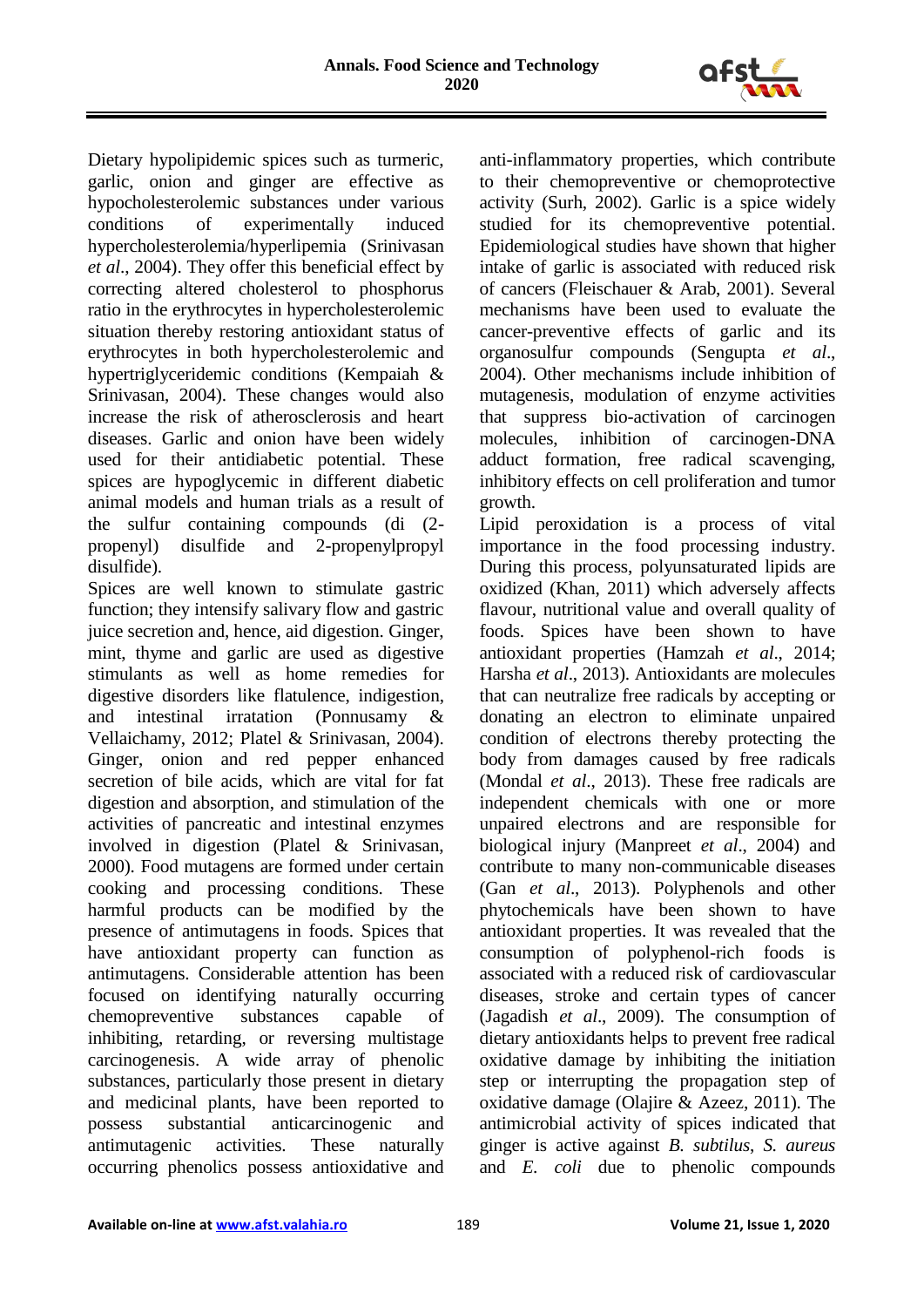Dietary hypolipidemic spices such as turmeric, garlic, onion and ginger are effective as hypocholesterolemic substances under various conditions of experimentally induced hypercholesterolemia/hyperlipemia (Srinivasan *et al*., 2004). They offer this beneficial effect by correcting altered cholesterol to phosphorus ratio in the erythrocytes in hypercholesterolemic situation thereby restoring antioxidant status of erythrocytes in both hypercholesterolemic and hypertriglyceridemic conditions (Kempaiah & Srinivasan, 2004). These changes would also increase the risk of atherosclerosis and heart diseases. Garlic and onion have been widely used for their antidiabetic potential. These spices are hypoglycemic in different diabetic animal models and human trials as a result of the sulfur containing compounds (di (2-propenyl) disulfide and 2-propenylpropyl disulfide).

Spices are well known to stimulate gastric function; they intensify salivary flow and gastric juice secretion and, hence, aid digestion. Ginger, mint, thyme and garlic are used as digestive stimulants as well as home remedies for digestive disorders like flatulence, indigestion, and intestinal irratation (Ponnusamy & Vellaichamy, 2012; Platel & Srinivasan, 2004). Ginger, onion and red pepper enhanced secretion of bile acids, which are vital for fat digestion and absorption, and stimulation of the activities of pancreatic and intestinal enzymes involved in digestion (Platel & Srinivasan, 2000). Food mutagens are formed under certain cooking and processing conditions. These harmful products can be modified by the presence of antimutagens in foods. Spices that have antioxidant property can function as antimutagens. Considerable attention has been focused on identifying naturally occurring chemopreventive substances capable of inhibiting, retarding, or reversing multistage carcinogenesis. A wide array of phenolic substances, particularly those present in dietary and medicinal plants, have been reported to possess substantial anticarcinogenic and antimutagenic activities. These naturally occurring phenolics possess antioxidative and anti-inflammatory properties, which contribute to their chemopreventive or chemoprotective activity (Surh, 2002). Garlic is a spice widely studied for its chemopreventive potential. Epidemiological studies have shown that higher intake of garlic is associated with reduced risk of cancers (Fleischauer & Arab, 2001). Several mechanisms have been used to evaluate the cancer-preventive effects of garlic and its organosulfur compounds (Sengupta *et al*., 2004). Other mechanisms include inhibition of mutagenesis, modulation of enzyme activities that suppress bio-activation of carcinogen molecules, inhibition of carcinogen-DNA adduct formation, free radical scavenging, inhibitory effects on cell proliferation and tumor growth.

Lipid peroxidation is a process of vital importance in the food processing industry. During this process, polyunsaturated lipids are oxidized (Khan, 2011) which adversely affects flavour, nutritional value and overall quality of foods. Spices have been shown to have antioxidant properties (Hamzah *et al*., 2014; Harsha *et al*., 2013). Antioxidants are molecules that can neutralize free radicals by accepting or donating an electron to eliminate unpaired condition of electrons thereby protecting the body from damages caused by free radicals (Mondal *et al*., 2013). These free radicals are independent chemicals with one or more unpaired electrons and are responsible for biological injury (Manpreet *et al*., 2004) and contribute to many non-communicable diseases (Gan *et al*., 2013). Polyphenols and other phytochemicals have been shown to have antioxidant properties. It was revealed that the consumption of polyphenol-rich foods is associated with a reduced risk of cardiovascular diseases, stroke and certain types of cancer (Jagadish *et al*., 2009). The consumption of dietary antioxidants helps to prevent free radical oxidative damage by inhibiting the initiation step or interrupting the propagation step of oxidative damage (Olajire & Azeez, 2011). The antimicrobial activity of spices indicated that ginger is active against *B. subtilus*, *S. aureus* and *E. coli* due to phenolic compounds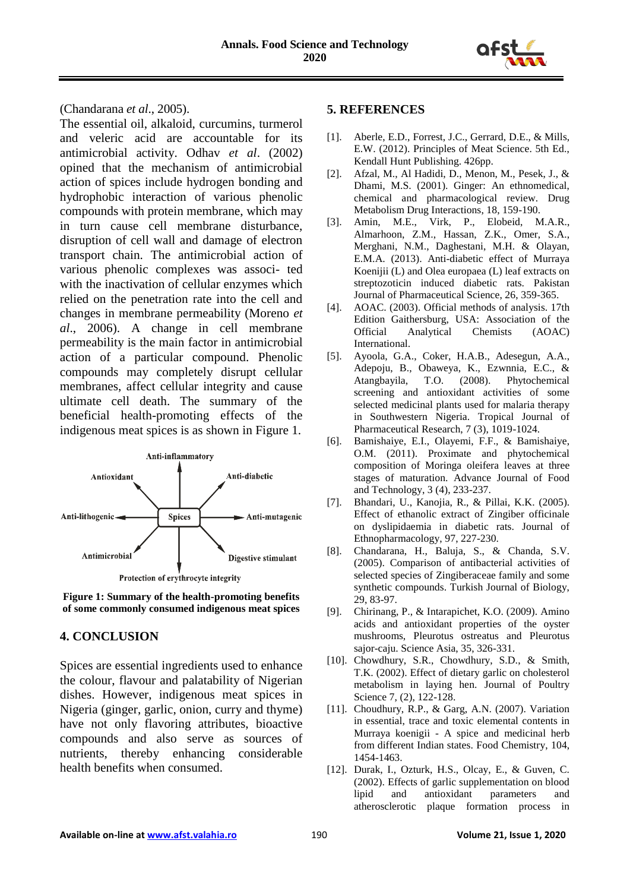(Chandarana *et al*., 2005).

The essential oil, alkaloid, curcumins, turmerol and veleric acid are accountable for its antimicrobial activity. Odhav *et al*. (2002) opined that the mechanism of antimicrobial action of spices include hydrogen bonding and hydrophobic interaction of various phenolic compounds with protein membrane, which may in turn cause cell membrane disturbance, disruption of cell wall and damage of electron transport chain. The antimicrobial action of various phenolic complexes was associ- ted with the inactivation of cellular enzymes which relied on the penetration rate into the cell and changes in membrane permeability (Moreno *et al*., 2006). A change in cell membrane permeability is the main factor in antimicrobial action of a particular compound. Phenolic compounds may completely disrupt cellular membranes, affect cellular integrity and cause ultimate cell death. The summary of the beneficial health-promoting effects of the indigenous meat spices is as shown in Figure 1.

Anti-inflammatory, Antioxidant, Anti-diabetic, Anti-lithogenic, Spices, Anti-mutagenic, Antimicrobial, Digestive stimulant, Protection of erythrocyte integrity

**Figure 1: Summary of the health-promoting benefits of some commonly consumed indigenous meat spices**

## 4. CONCLUSION

Spices are essential ingredients used to enhance the colour, flavour and palatability of Nigerian dishes. However, indigenous meat spices in Nigeria (ginger, garlic, onion, curry and thyme) have not only flavoring attributes, bioactive compounds and also serve as sources of nutrients, thereby enhancing considerable health benefits when consumed.

## 5. REFERENCES

[1]. Aberle, E.D., Forrest, J.C., Gerrard, D.E., & Mills, E.W. (2012). Principles of Meat Science. 5th Ed., Kendall Hunt Publishing. 426pp.

[2]. Afzal, M., Al Hadidi, D., Menon, M., Pesek, J., & Dhami, M.S. (2001). Ginger: An ethnomedical, chemical and pharmacological review. Drug Metabolism Drug Interactions, 18, 159-190.

[3]. Amin, M.E., Virk, P., Elobeid, M.A.R., Almarhoon, Z.M., Hassan, Z.K., Omer, S.A., Merghani, N.M., Daghestani, M.H. & Olayan, E.M.A. (2013). Anti-diabetic effect of Murraya Koenijii (L) and Olea europaea (L) leaf extracts on streptozoticin induced diabetic rats. Pakistan Journal of Pharmaceutical Science, 26, 359-365.

[4]. AOAC. (2003). Official methods of analysis. 17th Edition Gaithersburg, USA: Association of the Official Analytical Chemists (AOAC) International.

[5]. Ayoola, G.A., Coker, H.A.B., Adesegun, A.A., Adepoju, B., Obaweya, K., Ezwnnia, E.C., & Atangbayila, T.O. (2008). Phytochemical screening and antioxidant activities of some selected medicinal plants used for malaria therapy in Southwestern Nigeria. Tropical Journal of Pharmaceutical Research, 7 (3), 1019-1024.

[6]. Bamishaiye, E.I., Olayemi, F.F., & Bamishaiye, O.M. (2011). Proximate and phytochemical composition of Moringa oleifera leaves at three stages of maturation. Advance Journal of Food and Technology, 3 (4), 233-237.

[7]. Bhandari, U., Kanojia, R., & Pillai, K.K. (2005). Effect of ethanolic extract of Zingiber officinale on dyslipidaemia in diabetic rats. Journal of Ethnopharmacology, 97, 227-230.

[8]. Chandarana, H., Baluja, S., & Chanda, S.V. (2005). Comparison of antibacterial activities of selected species of Zingiberaceae family and some synthetic compounds. Turkish Journal of Biology, 29, 83-97.

[9]. Chirinang, P., & Intarapichet, K.O. (2009). Amino acids and antioxidant properties of the oyster mushrooms, Pleurotus ostreatus and Pleurotus sajor-caju. Science Asia, 35, 326-331.

[10]. Chowdhury, S.R., Chowdhury, S.D., & Smith, T.K. (2002). Effect of dietary garlic on cholesterol metabolism in laying hen. Journal of Poultry Science 7, (2), 122-128.

[11]. Choudhury, R.P., & Garg, A.N. (2007). Variation in essential, trace and toxic elemental contents in Murraya koenigii - A spice and medicinal herb from different Indian states. Food Chemistry, 104, 1454-1463.

[12]. Durak, I., Ozturk, H.S., Olcay, E., & Guven, C. (2002). Effects of garlic supplementation on blood lipid and antioxidant parameters and atherosclerotic plaque formation process in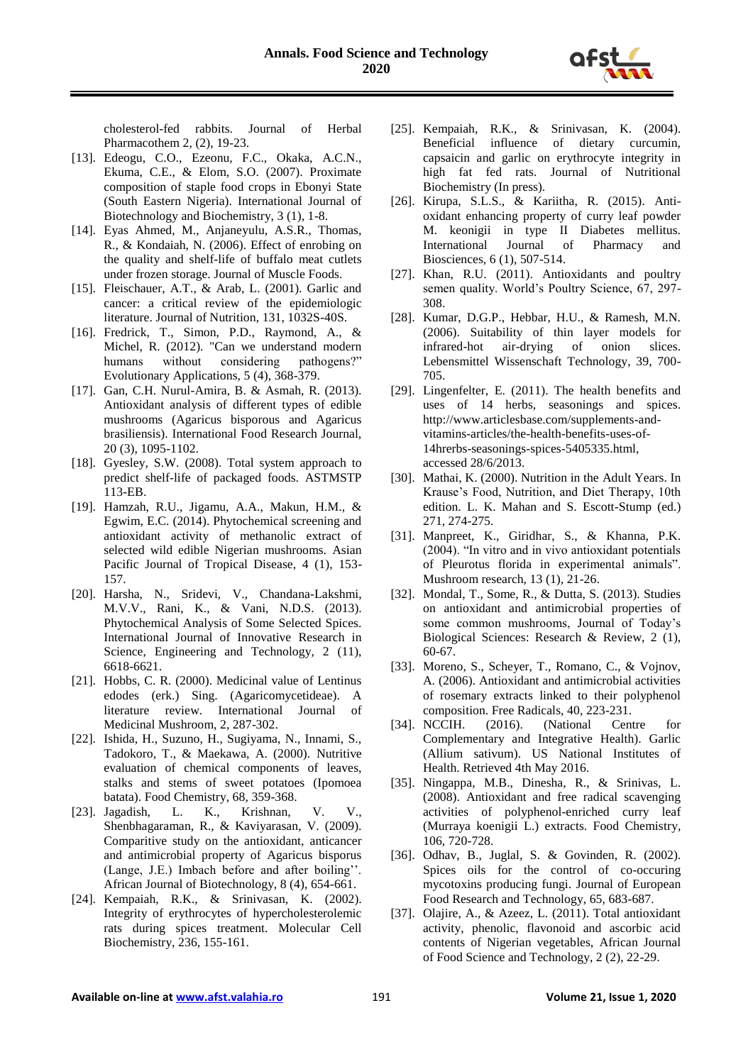cholesterol-fed rabbits. Journal of Herbal Pharmacothem 2, (2), 19-23.

[13]. Edeogu, C.O., Ezeonu, F.C., Okaka, A.C.N., Ekuma, C.E., & Elom, S.O. (2007). Proximate composition of staple food crops in Ebonyi State (South Eastern Nigeria). International Journal of Biotechnology and Biochemistry, 3 (1), 1-8.

[14]. Eyas Ahmed, M., Anjaneyulu, A.S.R., Thomas, R., & Kondaiah, N. (2006). Effect of enrobing on the quality and shelf-life of buffalo meat cutlets under frozen storage. Journal of Muscle Foods.

[15]. Fleischauer, A.T., & Arab, L. (2001). Garlic and cancer: a critical review of the epidemiologic literature. Journal of Nutrition, 131, 1032S-40S.

[16]. Fredrick, T., Simon, P.D., Raymond, A., & Michel, R. (2012). "Can we understand modern humans without considering pathogens?" Evolutionary Applications, 5 (4), 368-379.

[17]. Gan, C.H. Nurul-Amira, B. & Asmah, R. (2013). Antioxidant analysis of different types of edible mushrooms (Agaricus bisporous and Agaricus brasiliensis). International Food Research Journal, 20 (3), 1095-1102.

[18]. Gyesley, S.W. (2008). Total system approach to predict shelf-life of packaged foods. ASTMSTP 113-EB.

[19]. Hamzah, R.U., Jigamu, A.A., Makun, H.M., & Egwim, E.C. (2014). Phytochemical screening and antioxidant activity of methanolic extract of selected wild edible Nigerian mushrooms. Asian Pacific Journal of Tropical Disease, 4 (1), 153-157.

[20]. Harsha, N., Sridevi, V., Chandana-Lakshmi, M.V.V., Rani, K., & Vani, N.D.S. (2013). Phytochemical Analysis of Some Selected Spices. International Journal of Innovative Research in Science, Engineering and Technology, 2 (11), 6618-6621.

[21]. Hobbs, C. R. (2000). Medicinal value of Lentinus edodes (erk.) Sing. (Agaricomycetideae). A literature review. International Journal of Medicinal Mushroom, 2, 287-302.

[22]. Ishida, H., Suzuno, H., Sugiyama, N., Innami, S., Tadokoro, T., & Maekawa, A. (2000). Nutritive evaluation of chemical components of leaves, stalks and stems of sweet potatoes (Ipomoea batata). Food Chemistry, 68, 359-368.

[23]. Jagadish, L. K., Krishnan, V. V., Shenbhagaraman, R., & Kaviyarasan, V. (2009). Comparitive study on the antioxidant, anticancer and antimicrobial property of Agaricus bisporus (Lange, J.E.) Imbach before and after boiling''. African Journal of Biotechnology, 8 (4), 654-661.

[24]. Kempaiah, R.K., & Srinivasan, K. (2002). Integrity of erythrocytes of hypercholesterolemic rats during spices treatment. Molecular Cell Biochemistry, 236, 155-161.

[25]. Kempaiah, R.K., & Srinivasan, K. (2004). Beneficial influence of dietary curcumin, capsaicin and garlic on erythrocyte integrity in high fat fed rats. Journal of Nutritional Biochemistry (In press).

[26]. Kirupa, S.L.S., & Kariitha, R. (2015). Anti-oxidant enhancing property of curry leaf powder M. keonigii in type II Diabetes mellitus. International Journal of Pharmacy and Biosciences, 6 (1), 507-514.

[27]. Khan, R.U. (2011). Antioxidants and poultry semen quality. World's Poultry Science, 67, 297-308.

[28]. Kumar, D.G.P., Hebbar, H.U., & Ramesh, M.N. (2006). Suitability of thin layer models for infrared-hot air-drying of onion slices. Lebensmittel Wissenschaft Technology, 39, 700-705.

[29]. Lingenfelter, E. (2011). The health benefits and uses of 14 herbs, seasonings and spices. http://www.articlesbase.com/supplements-and-vitamins-articles/the-health-benefits-uses-of-14hrerbs-seasonings-spices-5405335.html, accessed 28/6/2013.

[30]. Mathai, K. (2000). Nutrition in the Adult Years. In Krause's Food, Nutrition, and Diet Therapy, 10th edition. L. K. Mahan and S. Escott-Stump (ed.) 271, 274-275.

[31]. Manpreet, K., Giridhar, S., & Khanna, P.K. (2004). "In vitro and in vivo antioxidant potentials of Pleurotus florida in experimental animals". Mushroom research, 13 (1), 21-26.

[32]. Mondal, T., Some, R., & Dutta, S. (2013). Studies on antioxidant and antimicrobial properties of some common mushrooms, Journal of Today's Biological Sciences: Research & Review, 2 (1), 60-67.

[33]. Moreno, S., Scheyer, T., Romano, C., & Vojnov, A. (2006). Antioxidant and antimicrobial activities of rosemary extracts linked to their polyphenol composition. Free Radicals, 40, 223-231.

[34]. NCCIH. (2016). (National Centre for Complementary and Integrative Health). Garlic (Allium sativum). US National Institutes of Health. Retrieved 4th May 2016.

[35]. Ningappa, M.B., Dinesha, R., & Srinivas, L. (2008). Antioxidant and free radical scavenging activities of polyphenol-enriched curry leaf (Murraya koenigii L.) extracts. Food Chemistry, 106, 720-728.

[36]. Odhav, B., Juglal, S. & Govinden, R. (2002). Spices oils for the control of co-occuring mycotoxins producing fungi. Journal of European Food Research and Technology, 65, 683-687.

[37]. Olajire, A., & Azeez, L. (2011). Total antioxidant activity, phenolic, flavonoid and ascorbic acid contents of Nigerian vegetables, African Journal of Food Science and Technology, 2 (2), 22-29.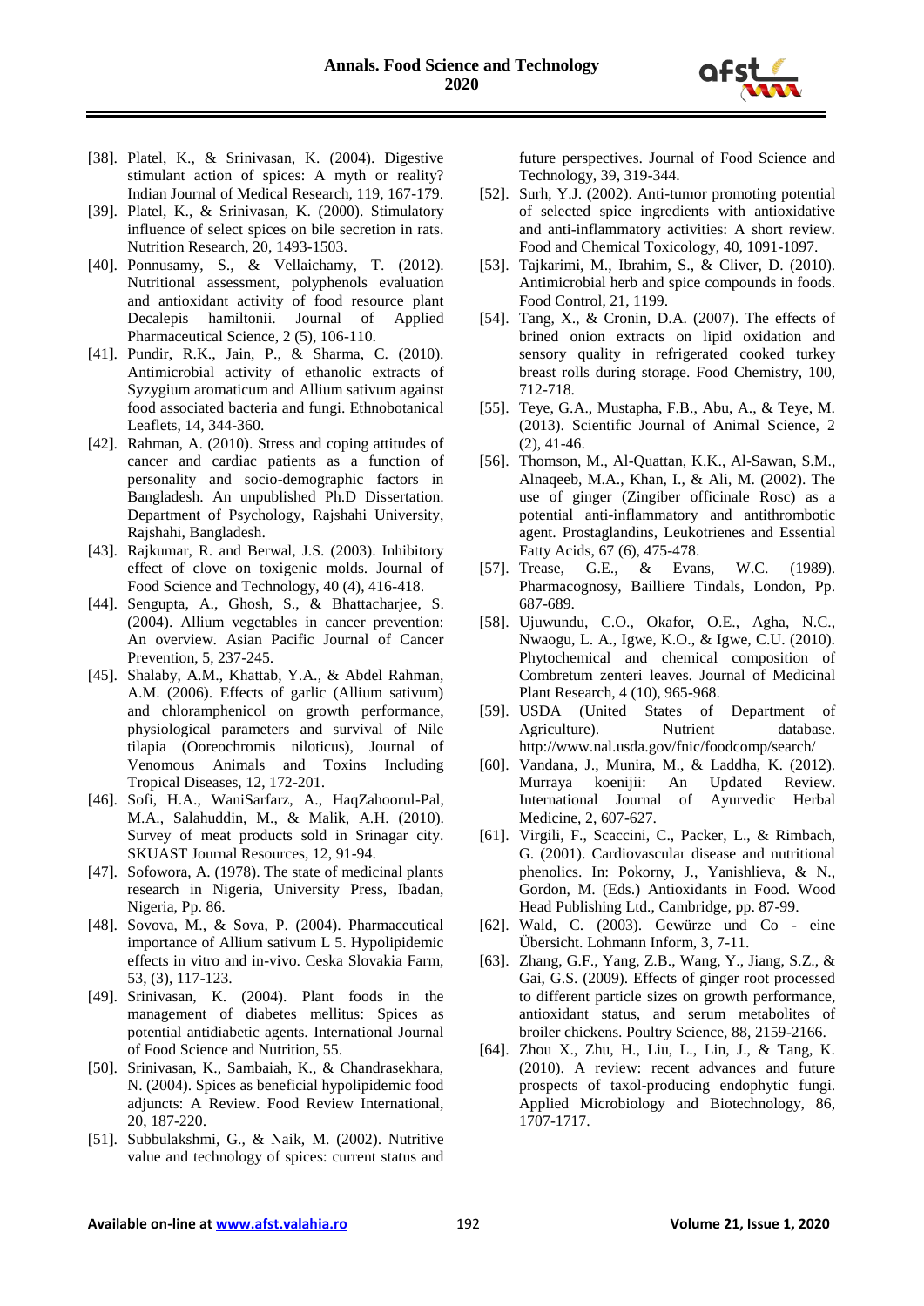[38]. Platel, K., & Srinivasan, K. (2004). Digestive stimulant action of spices: A myth or reality? Indian Journal of Medical Research, 119, 167-179.

[39]. Platel, K., & Srinivasan, K. (2000). Stimulatory influence of select spices on bile secretion in rats. Nutrition Research, 20, 1493-1503.

[40]. Ponnusamy, S., & Vellaichamy, T. (2012). Nutritional assessment, polyphenols evaluation and antioxidant activity of food resource plant Decalepis hamiltonii. Journal of Applied Pharmaceutical Science, 2 (5), 106-110.

[41]. Pundir, R.K., Jain, P., & Sharma, C. (2010). Antimicrobial activity of ethanolic extracts of Syzygium aromaticum and Allium sativum against food associated bacteria and fungi. Ethnobotanical Leaflets, 14, 344-360.

[42]. Rahman, A. (2010). Stress and coping attitudes of cancer and cardiac patients as a function of personality and socio-demographic factors in Bangladesh. An unpublished Ph.D Dissertation. Department of Psychology, Rajshahi University, Rajshahi, Bangladesh.

[43]. Rajkumar, R. and Berwal, J.S. (2003). Inhibitory effect of clove on toxigenic molds. Journal of Food Science and Technology, 40 (4), 416-418.

[44]. Sengupta, A., Ghosh, S., & Bhattacharjee, S. (2004). Allium vegetables in cancer prevention: An overview. Asian Pacific Journal of Cancer Prevention, 5, 237-245.

[45]. Shalaby, A.M., Khattab, Y.A., & Abdel Rahman, A.M. (2006). Effects of garlic (Allium sativum) and chloramphenicol on growth performance, physiological parameters and survival of Nile tilapia (Ooreochromis niloticus), Journal of Venomous Animals and Toxins Including Tropical Diseases, 12, 172-201.

[46]. Sofi, H.A., WaniSarfarz, A., HaqZahoorul-Pal, M.A., Salahuddin, M., & Malik, A.H. (2010). Survey of meat products sold in Srinagar city. SKUAST Journal Resources, 12, 91-94.

[47]. Sofowora, A. (1978). The state of medicinal plants research in Nigeria, University Press, Ibadan, Nigeria, Pp. 86.

[48]. Sovova, M., & Sova, P. (2004). Pharmaceutical importance of Allium sativum L 5. Hypolipidemic effects in vitro and in-vivo. Ceska Slovakia Farm, 53, (3), 117-123.

[49]. Srinivasan, K. (2004). Plant foods in the management of diabetes mellitus: Spices as potential antidiabetic agents. International Journal of Food Science and Nutrition, 55.

[50]. Srinivasan, K., Sambaiah, K., & Chandrasekhara, N. (2004). Spices as beneficial hypolipidemic food adjuncts: A Review. Food Review International, 20, 187-220.

[51]. Subbulakshmi, G., & Naik, M. (2002). Nutritive value and technology of spices: current status and future perspectives. Journal of Food Science and Technology, 39, 319-344.

[52]. Surh, Y.J. (2002). Anti-tumor promoting potential of selected spice ingredients with antioxidative and anti-inflammatory activities: A short review. Food and Chemical Toxicology, 40, 1091-1097.

[53]. Tajkarimi, M., Ibrahim, S., & Cliver, D. (2010). Antimicrobial herb and spice compounds in foods. Food Control, 21, 1199.

[54]. Tang, X., & Cronin, D.A. (2007). The effects of brined onion extracts on lipid oxidation and sensory quality in refrigerated cooked turkey breast rolls during storage. Food Chemistry, 100, 712-718.

[55]. Teye, G.A., Mustapha, F.B., Abu, A., & Teye, M. (2013). Scientific Journal of Animal Science, 2 (2), 41-46.

[56]. Thomson, M., Al-Quattan, K.K., Al-Sawan, S.M., Alnaqeeb, M.A., Khan, I., & Ali, M. (2002). The use of ginger (Zingiber officinale Rosc) as a potential anti-inflammatory and antithrombotic agent. Prostaglandins, Leukotrienes and Essential Fatty Acids, 67 (6), 475-478.

[57]. Trease, G.E., & Evans, W.C. (1989). Pharmacognosy, Bailliere Tindals, London, Pp. 687-689.

[58]. Ujuwundu, C.O., Okafor, O.E., Agha, N.C., Nwaogu, L. A., Igwe, K.O., & Igwe, C.U. (2010). Phytochemical and chemical composition of Combretum zenteri leaves. Journal of Medicinal Plant Research, 4 (10), 965-968.

[59]. USDA (United States of Department of Agriculture). Nutrient database. http://www.nal.usda.gov/fnic/foodcomp/search/

[60]. Vandana, J., Munira, M., & Laddha, K. (2012). Murraya koenijii: An Updated Review. International Journal of Ayurvedic Herbal Medicine, 2, 607-627.

[61]. Virgili, F., Scaccini, C., Packer, L., & Rimbach, G. (2001). Cardiovascular disease and nutritional phenolics. In: Pokorny, J., Yanishlieva, & N., Gordon, M. (Eds.) Antioxidants in Food. Wood Head Publishing Ltd., Cambridge, pp. 87-99.

[62]. Wald, C. (2003). Gewürze und Co - eine Übersicht. Lohmann Inform, 3, 7-11.

[63]. Zhang, G.F., Yang, Z.B., Wang, Y., Jiang, S.Z., & Gai, G.S. (2009). Effects of ginger root processed to different particle sizes on growth performance, antioxidant status, and serum metabolites of broiler chickens. Poultry Science, 88, 2159-2166.

[64]. Zhou X., Zhu, H., Liu, L., Lin, J., & Tang, K. (2010). A review: recent advances and future prospects of taxol-producing endophytic fungi. Applied Microbiology and Biotechnology, 86, 1707-1717.